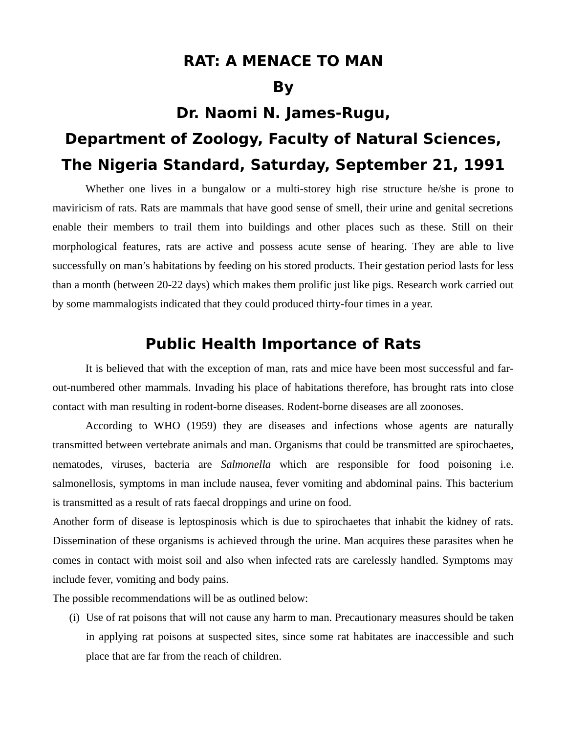# RAT: A MENACE TO MAN

**By**

**Dr. Naomi N. James-Rugu,**

**Department of Zoology, Faculty of Natural Sciences,**

**The Nigeria Standard, Saturday, September 21, 1991**

Whether one lives in a bungalow or a multi-storey high rise structure he/she is prone to maviricism of rats. Rats are mammals that have good sense of smell, their urine and genital secretions enable their members to trail them into buildings and other places such as these. Still on their morphological features, rats are active and possess acute sense of hearing. They are able to live successfully on man's habitations by feeding on his stored products. Their gestation period lasts for less than a month (between 20-22 days) which makes them prolific just like pigs. Research work carried out by some mammalogists indicated that they could produced thirty-four times in a year.

## Public Health Importance of Rats

It is believed that with the exception of man, rats and mice have been most successful and far-out-numbered other mammals. Invading his place of habitations therefore, has brought rats into close contact with man resulting in rodent-borne diseases. Rodent-borne diseases are all zoonoses.

According to WHO (1959) they are diseases and infections whose agents are naturally transmitted between vertebrate animals and man. Organisms that could be transmitted are spirochaetes, nematodes, viruses, bacteria are *Salmonella* which are responsible for food poisoning i.e. salmonellosis, symptoms in man include nausea, fever vomiting and abdominal pains. This bacterium is transmitted as a result of rats faecal droppings and urine on food.

Another form of disease is leptospinosis which is due to spirochaetes that inhabit the kidney of rats. Dissemination of these organisms is achieved through the urine. Man acquires these parasites when he comes in contact with moist soil and also when infected rats are carelessly handled. Symptoms may include fever, vomiting and body pains.

The possible recommendations will be as outlined below:

(i) Use of rat poisons that will not cause any harm to man. Precautionary measures should be taken in applying rat poisons at suspected sites, since some rat habitates are inaccessible and such place that are far from the reach of children.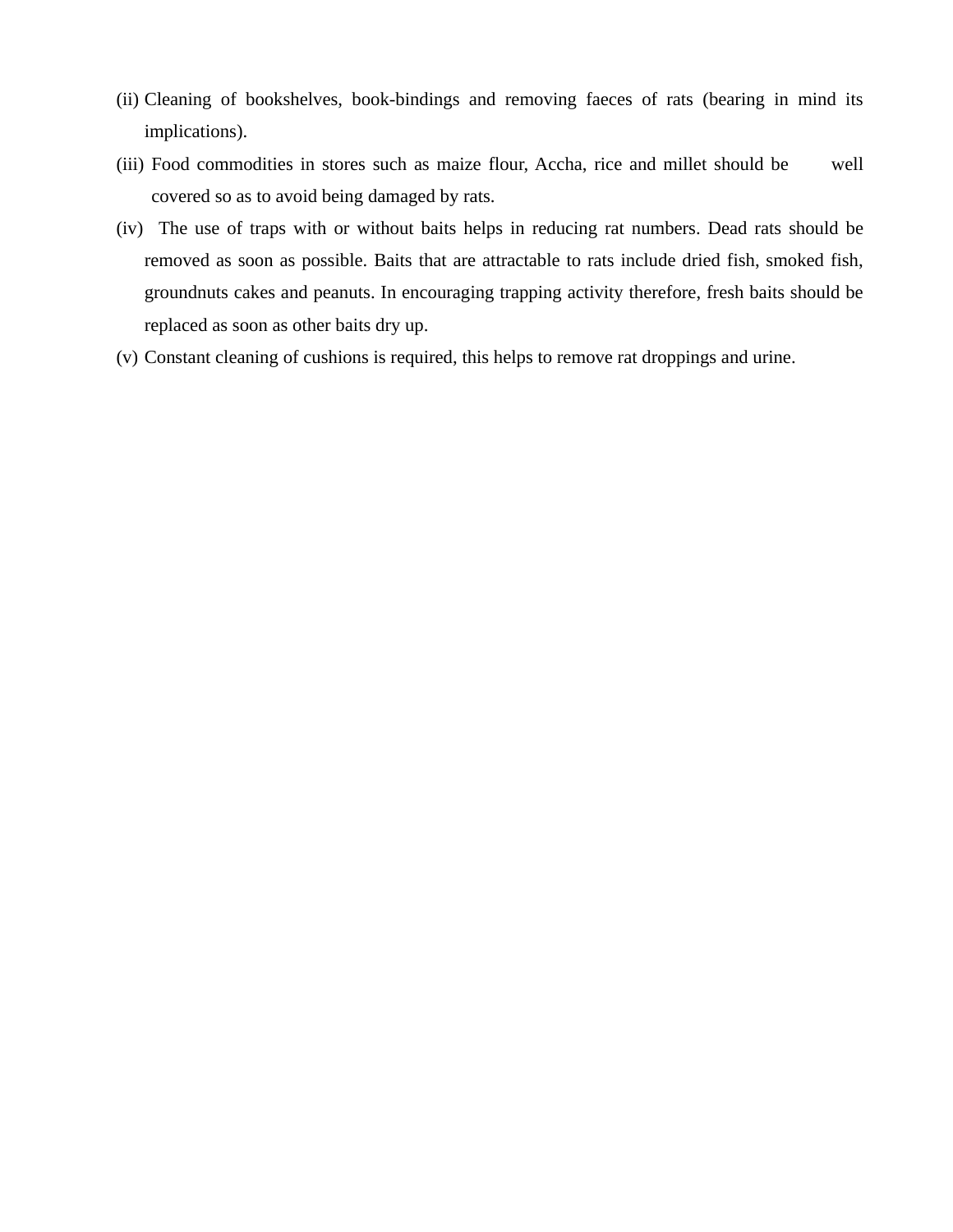(ii) Cleaning of bookshelves, book-bindings and removing faeces of rats (bearing in mind its implications).

(iii) Food commodities in stores such as maize flour, Accha, rice and millet should be well covered so as to avoid being damaged by rats.

(iv) The use of traps with or without baits helps in reducing rat numbers. Dead rats should be removed as soon as possible. Baits that are attractable to rats include dried fish, smoked fish, groundnuts cakes and peanuts. In encouraging trapping activity therefore, fresh baits should be replaced as soon as other baits dry up.

(v) Constant cleaning of cushions is required, this helps to remove rat droppings and urine.